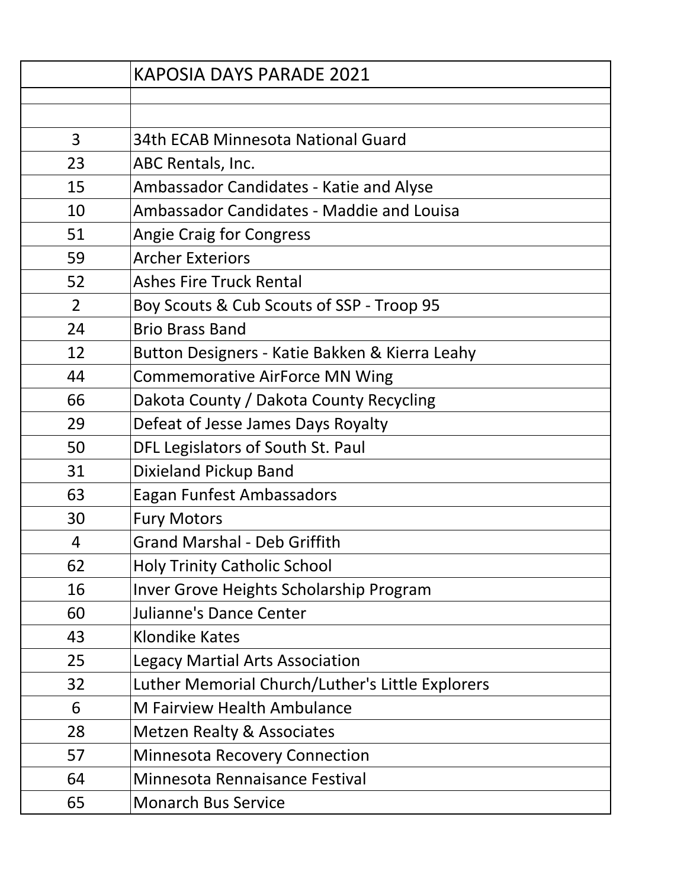| | KAPOSIA DAYS PARADE 2021 |
|---|---|
| | |
| | |
| 3 | 34th ECAB Minnesota National Guard |
| 23 | ABC Rentals, Inc. |
| 15 | Ambassador Candidates - Katie and Alyse |
| 10 | Ambassador Candidates - Maddie and Louisa |
| 51 | Angie Craig for Congress |
| 59 | Archer Exteriors |
| 52 | Ashes Fire Truck Rental |
| 2 | Boy Scouts & Cub Scouts of SSP - Troop 95 |
| 24 | Brio Brass Band |
| 12 | Button Designers - Katie Bakken & Kierra Leahy |
| 44 | Commemorative AirForce MN Wing |
| 66 | Dakota County / Dakota County Recycling |
| 29 | Defeat of Jesse James Days Royalty |
| 50 | DFL Legislators of South St. Paul |
| 31 | Dixieland Pickup Band |
| 63 | Eagan Funfest Ambassadors |
| 30 | Fury Motors |
| 4 | Grand Marshal - Deb Griffith |
| 62 | Holy Trinity Catholic School |
| 16 | Inver Grove Heights Scholarship Program |
| 60 | Julianne's Dance Center |
| 43 | Klondike Kates |
| 25 | Legacy Martial Arts Association |
| 32 | Luther Memorial Church/Luther's Little Explorers |
| 6 | M Fairview Health Ambulance |
| 28 | Metzen Realty & Associates |
| 57 | Minnesota Recovery Connection |
| 64 | Minnesota Rennaisance Festival |
| 65 | Monarch Bus Service |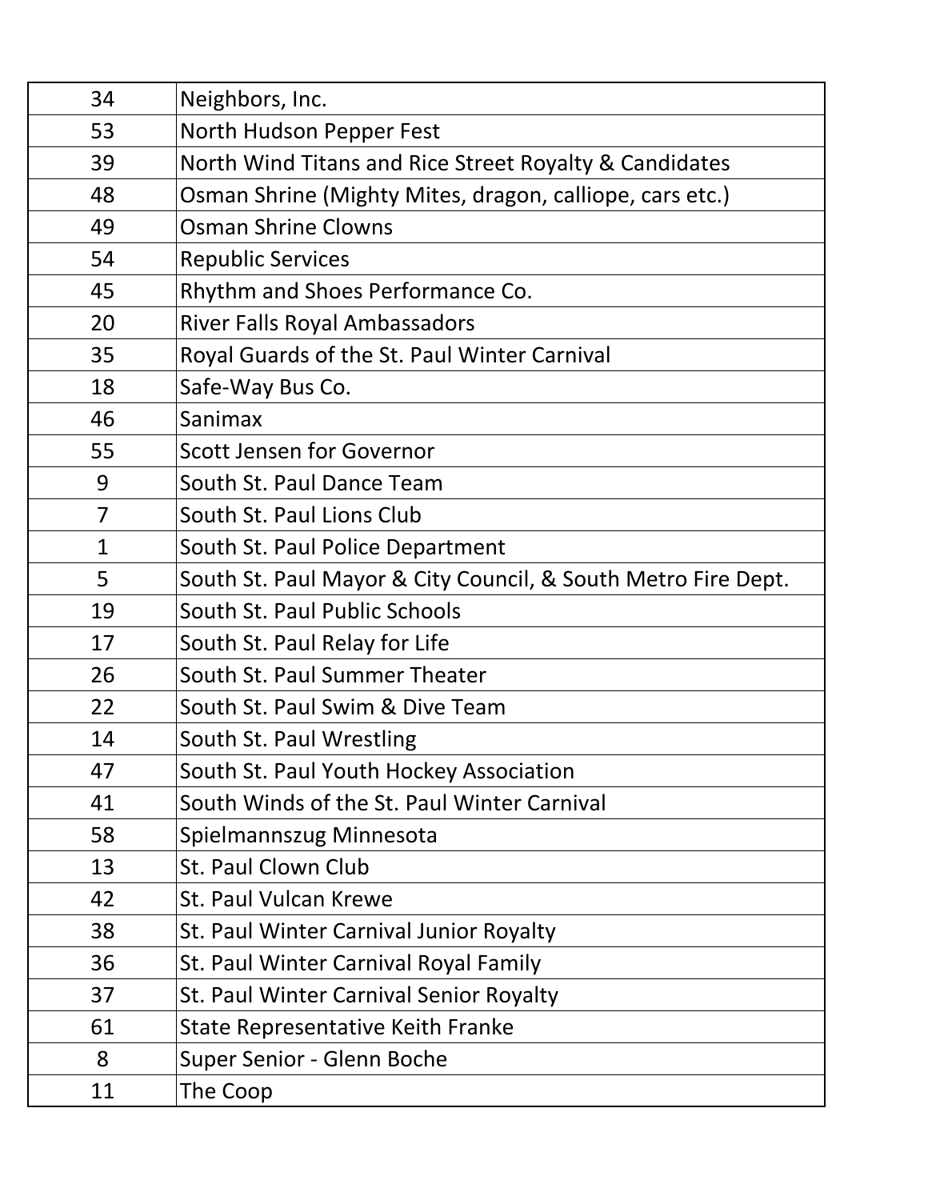| | |
|---|---|
| 34 | Neighbors, Inc. |
| 53 | North Hudson Pepper Fest |
| 39 | North Wind Titans and Rice Street Royalty & Candidates |
| 48 | Osman Shrine (Mighty Mites, dragon, calliope, cars etc.) |
| 49 | Osman Shrine Clowns |
| 54 | Republic Services |
| 45 | Rhythm and Shoes Performance Co. |
| 20 | River Falls Royal Ambassadors |
| 35 | Royal Guards of the St. Paul Winter Carnival |
| 18 | Safe-Way Bus Co. |
| 46 | Sanimax |
| 55 | Scott Jensen for Governor |
| 9 | South St. Paul Dance Team |
| 7 | South St. Paul Lions Club |
| 1 | South St. Paul Police Department |
| 5 | South St. Paul Mayor & City Council, & South Metro Fire Dept. |
| 19 | South St. Paul Public Schools |
| 17 | South St. Paul Relay for Life |
| 26 | South St. Paul Summer Theater |
| 22 | South St. Paul Swim & Dive Team |
| 14 | South St. Paul Wrestling |
| 47 | South St. Paul Youth Hockey Association |
| 41 | South Winds of the St. Paul Winter Carnival |
| 58 | Spielmannszug Minnesota |
| 13 | St. Paul Clown Club |
| 42 | St. Paul Vulcan Krewe |
| 38 | St. Paul Winter Carnival Junior Royalty |
| 36 | St. Paul Winter Carnival Royal Family |
| 37 | St. Paul Winter Carnival Senior Royalty |
| 61 | State Representative Keith Franke |
| 8 | Super Senior - Glenn Boche |
| 11 | The Coop |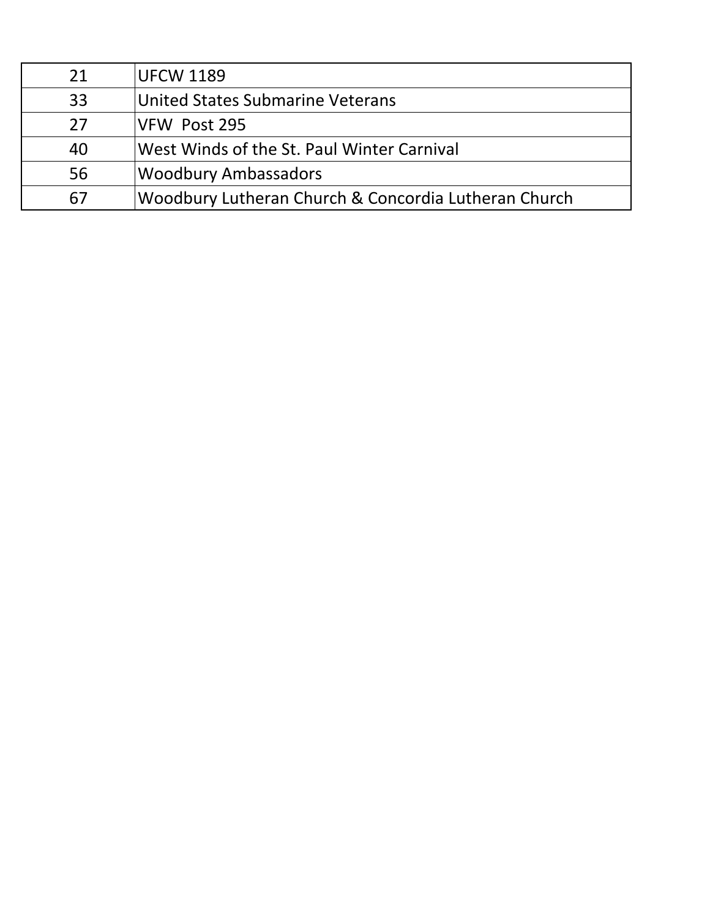| | |
|---|---|
| 21 | UFCW 1189 |
| 33 | United States Submarine Veterans |
| 27 | VFW  Post 295 |
| 40 | West Winds of the St. Paul Winter Carnival |
| 56 | Woodbury Ambassadors |
| 67 | Woodbury Lutheran Church & Concordia Lutheran Church |